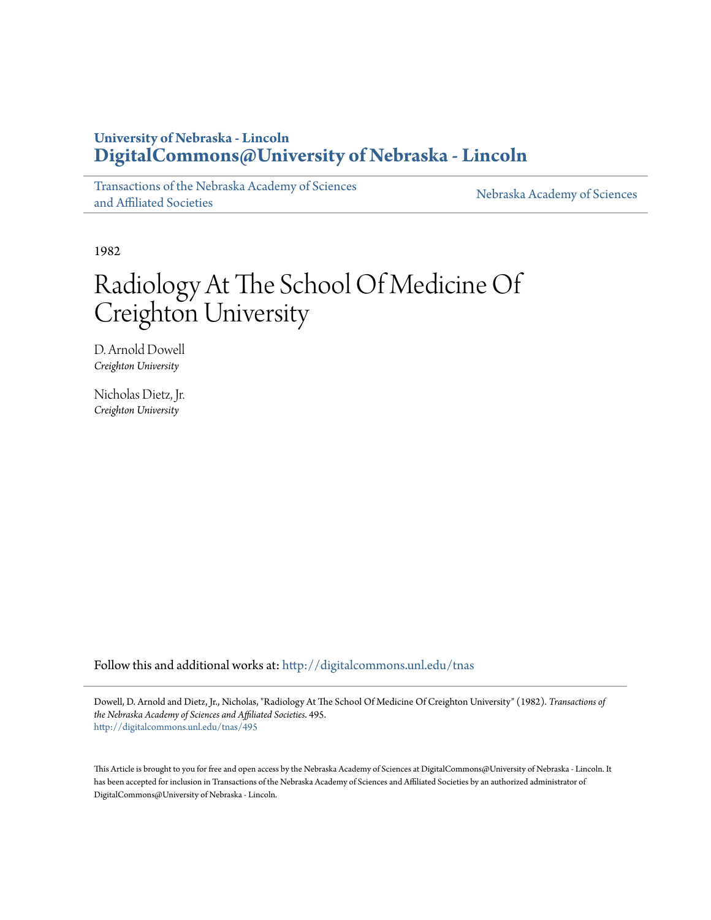University of Nebraska - Lincoln
**DigitalCommons@University of Nebraska - Lincoln**

Transactions of the Nebraska Academy of Sciences and Affiliated Societies | Nebraska Academy of Sciences

1982

# Radiology At The School Of Medicine Of Creighton University

D. Arnold Dowell
*Creighton University*

Nicholas Dietz, Jr.
*Creighton University*

Follow this and additional works at: http://digitalcommons.unl.edu/tnas

Dowell, D. Arnold and Dietz, Jr., Nicholas, "Radiology At The School Of Medicine Of Creighton University" (1982). *Transactions of the Nebraska Academy of Sciences and Affiliated Societies*. 495.
http://digitalcommons.unl.edu/tnas/495

This Article is brought to you for free and open access by the Nebraska Academy of Sciences at DigitalCommons@University of Nebraska - Lincoln. It has been accepted for inclusion in Transactions of the Nebraska Academy of Sciences and Affiliated Societies by an authorized administrator of DigitalCommons@University of Nebraska - Lincoln.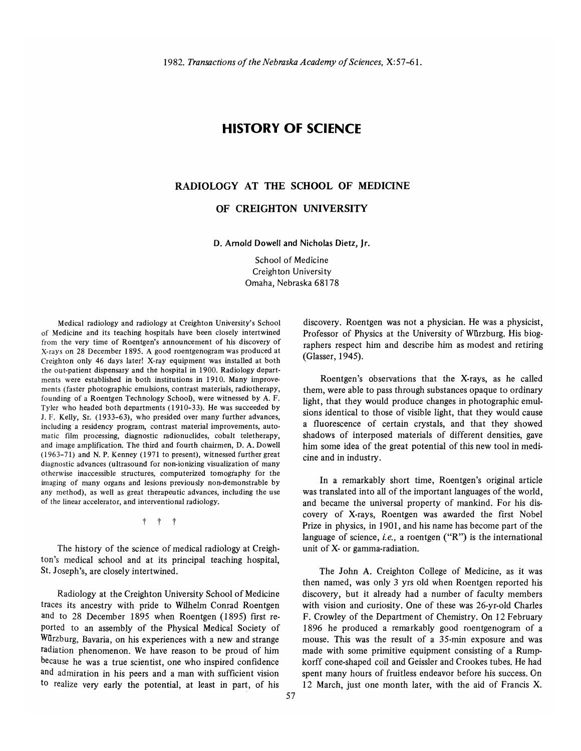# HISTORY OF SCIENCE

## RADIOLOGY AT THE SCHOOL OF MEDICINE OF CREIGHTON UNIVERSITY

**D. Arnold Dowell and Nicholas Dietz, Jr.**

School of Medicine
Creighton University
Omaha, Nebraska 68178

Medical radiology and radiology at Creighton University's School of Medicine and its teaching hospitals have been closely intertwined from the very time of Roentgen's announcement of his discovery of X-rays on 28 December 1895. A good roentgenogram was produced at Creighton only 46 days later! X-ray equipment was installed at both the out-patient dispensary and the hospital in 1900. Radiology departments were established in both institutions in 1910. Many improvements (faster photographic emulsions, contrast materials, radiotherapy, founding of a Roentgen Technology School), were witnessed by A. F. Tyler who headed both departments (1910–33). He was succeeded by J. F. Kelly, Sr. (1933–63), who presided over many further advances, including a residency program, contrast material improvements, automatic film processing, diagnostic radionuclides, cobalt teletherapy, and image amplification. The third and fourth chairmen, D. A. Dowell (1963–71) and N. P. Kenney (1971 to present), witnessed further great diagnostic advances (ultrasound for non-ionizing visualization of many otherwise inaccessible structures, computerized tomography for the imaging of many organs and lesions previously non-demonstrable by any method), as well as great therapeutic advances, including the use of the linear accelerator, and interventional radiology.

† † †

The history of the science of medical radiology at Creighton's medical school and at its principal teaching hospital, St. Joseph's, are closely intertwined.

Radiology at the Creighton University School of Medicine traces its ancestry with pride to Wilhelm Conrad Roentgen and to 28 December 1895 when Roentgen (1895) first reported to an assembly of the Physical Medical Society of Würzburg, Bavaria, on his experiences with a new and strange radiation phenomenon. We have reason to be proud of him because he was a true scientist, one who inspired confidence and admiration in his peers and a man with sufficient vision to realize very early the potential, at least in part, of his discovery. Roentgen was not a physician. He was a physicist, Professor of Physics at the University of Würzburg. His biographers respect him and describe him as modest and retiring (Glasser, 1945).

Roentgen's observations that the X-rays, as he called them, were able to pass through substances opaque to ordinary light, that they would produce changes in photographic emulsions identical to those of visible light, that they would cause a fluorescence of certain crystals, and that they showed shadows of interposed materials of different densities, gave him some idea of the great potential of this new tool in medicine and in industry.

In a remarkably short time, Roentgen's original article was translated into all of the important languages of the world, and became the universal property of mankind. For his discovery of X-rays, Roentgen was awarded the first Nobel Prize in physics, in 1901, and his name has become part of the language of science, *i.e.*, a roentgen ("R") is the international unit of X- or gamma-radiation.

The John A. Creighton College of Medicine, as it was then named, was only 3 yrs old when Roentgen reported his discovery, but it already had a number of faculty members with vision and curiosity. One of these was 26-yr-old Charles F. Crowley of the Department of Chemistry. On 12 February 1896 he produced a remarkably good roentgenogram of a mouse. This was the result of a 35-min exposure and was made with some primitive equipment consisting of a Rumpkorff cone-shaped coil and Geissler and Crookes tubes. He had spent many hours of fruitless endeavor before his success. On 12 March, just one month later, with the aid of Francis X.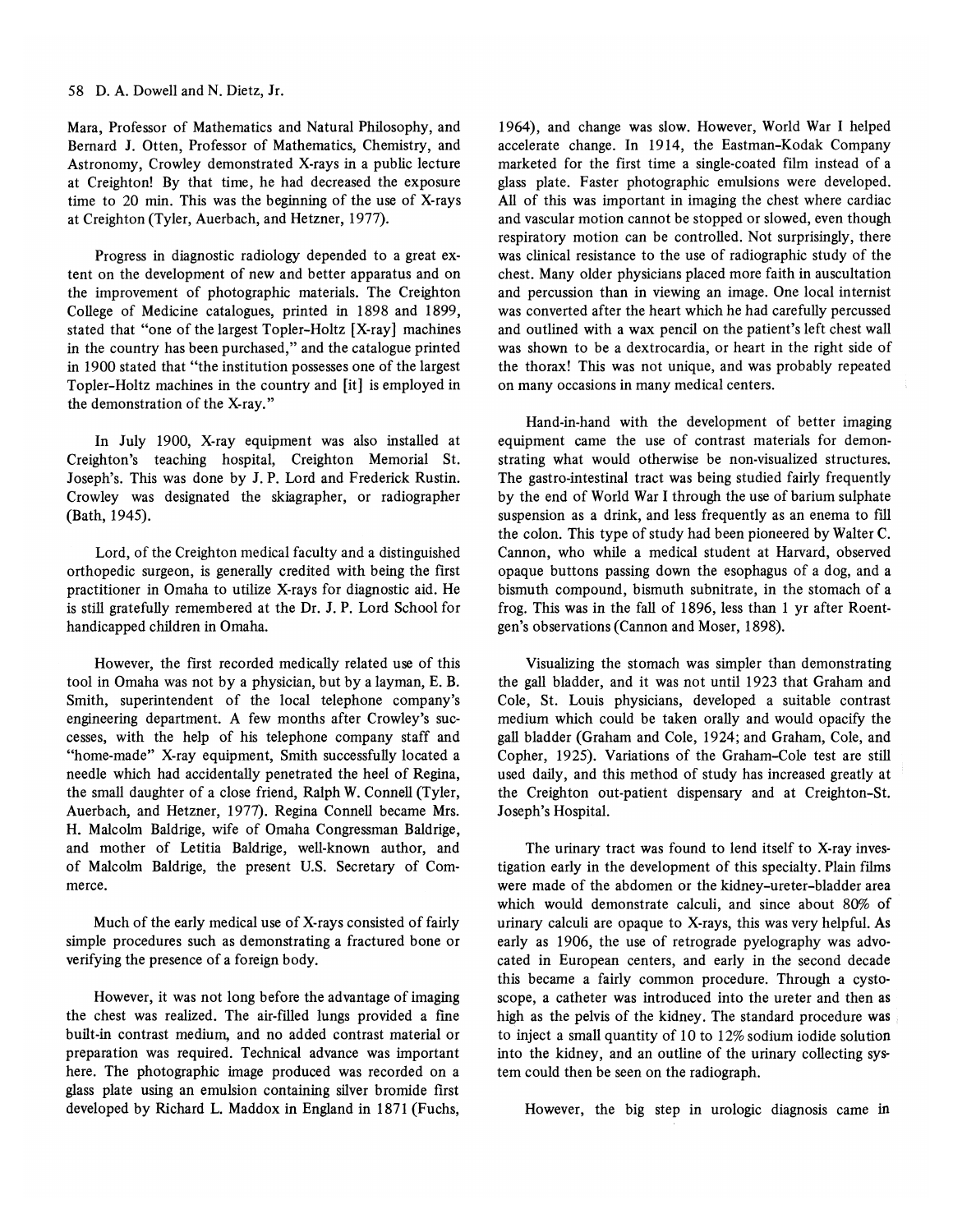Mara, Professor of Mathematics and Natural Philosophy, and Bernard J. Otten, Professor of Mathematics, Chemistry, and Astronomy, Crowley demonstrated X-rays in a public lecture at Creighton! By that time, he had decreased the exposure time to 20 min. This was the beginning of the use of X-rays at Creighton (Tyler, Auerbach, and Hetzner, 1977).

Progress in diagnostic radiology depended to a great extent on the development of new and better apparatus and on the improvement of photographic materials. The Creighton College of Medicine catalogues, printed in 1898 and 1899, stated that "one of the largest Topler-Holtz [X-ray] machines in the country has been purchased," and the catalogue printed in 1900 stated that "the institution possesses one of the largest Topler-Holtz machines in the country and [it] is employed in the demonstration of the X-ray."

In July 1900, X-ray equipment was also installed at Creighton's teaching hospital, Creighton Memorial St. Joseph's. This was done by J. P. Lord and Frederick Rustin. Crowley was designated the skiagrapher, or radiographer (Bath, 1945).

Lord, of the Creighton medical faculty and a distinguished orthopedic surgeon, is generally credited with being the first practitioner in Omaha to utilize X-rays for diagnostic aid. He is still gratefully remembered at the Dr. J. P. Lord School for handicapped children in Omaha.

However, the first recorded medically related use of this tool in Omaha was not by a physician, but by a layman, E. B. Smith, superintendent of the local telephone company's engineering department. A few months after Crowley's successes, with the help of his telephone company staff and "home-made" X-ray equipment, Smith successfully located a needle which had accidentally penetrated the heel of Regina, the small daughter of a close friend, Ralph W. Connell (Tyler, Auerbach, and Hetzner, 1977). Regina Connell became Mrs. H. Malcolm Baldrige, wife of Omaha Congressman Baldrige, and mother of Letitia Baldrige, well-known author, and of Malcolm Baldrige, the present U.S. Secretary of Commerce.

Much of the early medical use of X-rays consisted of fairly simple procedures such as demonstrating a fractured bone or verifying the presence of a foreign body.

However, it was not long before the advantage of imaging the chest was realized. The air-filled lungs provided a fine built-in contrast medium, and no added contrast material or preparation was required. Technical advance was important here. The photographic image produced was recorded on a glass plate using an emulsion containing silver bromide first developed by Richard L. Maddox in England in 1871 (Fuchs, 1964), and change was slow. However, World War I helped accelerate change. In 1914, the Eastman-Kodak Company marketed for the first time a single-coated film instead of a glass plate. Faster photographic emulsions were developed. All of this was important in imaging the chest where cardiac and vascular motion cannot be stopped or slowed, even though respiratory motion can be controlled. Not surprisingly, there was clinical resistance to the use of radiographic study of the chest. Many older physicians placed more faith in auscultation and percussion than in viewing an image. One local internist was converted after the heart which he had carefully percussed and outlined with a wax pencil on the patient's left chest wall was shown to be a dextrocardia, or heart in the right side of the thorax! This was not unique, and was probably repeated on many occasions in many medical centers.

Hand-in-hand with the development of better imaging equipment came the use of contrast materials for demonstrating what would otherwise be non-visualized structures. The gastro-intestinal tract was being studied fairly frequently by the end of World War I through the use of barium sulphate suspension as a drink, and less frequently as an enema to fill the colon. This type of study had been pioneered by Walter C. Cannon, who while a medical student at Harvard, observed opaque buttons passing down the esophagus of a dog, and a bismuth compound, bismuth subnitrate, in the stomach of a frog. This was in the fall of 1896, less than 1 yr after Roentgen's observations (Cannon and Moser, 1898).

Visualizing the stomach was simpler than demonstrating the gall bladder, and it was not until 1923 that Graham and Cole, St. Louis physicians, developed a suitable contrast medium which could be taken orally and would opacify the gall bladder (Graham and Cole, 1924; and Graham, Cole, and Copher, 1925). Variations of the Graham-Cole test are still used daily, and this method of study has increased greatly at the Creighton out-patient dispensary and at Creighton-St. Joseph's Hospital.

The urinary tract was found to lend itself to X-ray investigation early in the development of this specialty. Plain films were made of the abdomen or the kidney-ureter-bladder area which would demonstrate calculi, and since about 80% of urinary calculi are opaque to X-rays, this was very helpful. As early as 1906, the use of retrograde pyelography was advocated in European centers, and early in the second decade this became a fairly common procedure. Through a cystoscope, a catheter was introduced into the ureter and then as high as the pelvis of the kidney. The standard procedure was to inject a small quantity of 10 to 12% sodium iodide solution into the kidney, and an outline of the urinary collecting system could then be seen on the radiograph.

However, the big step in urologic diagnosis came in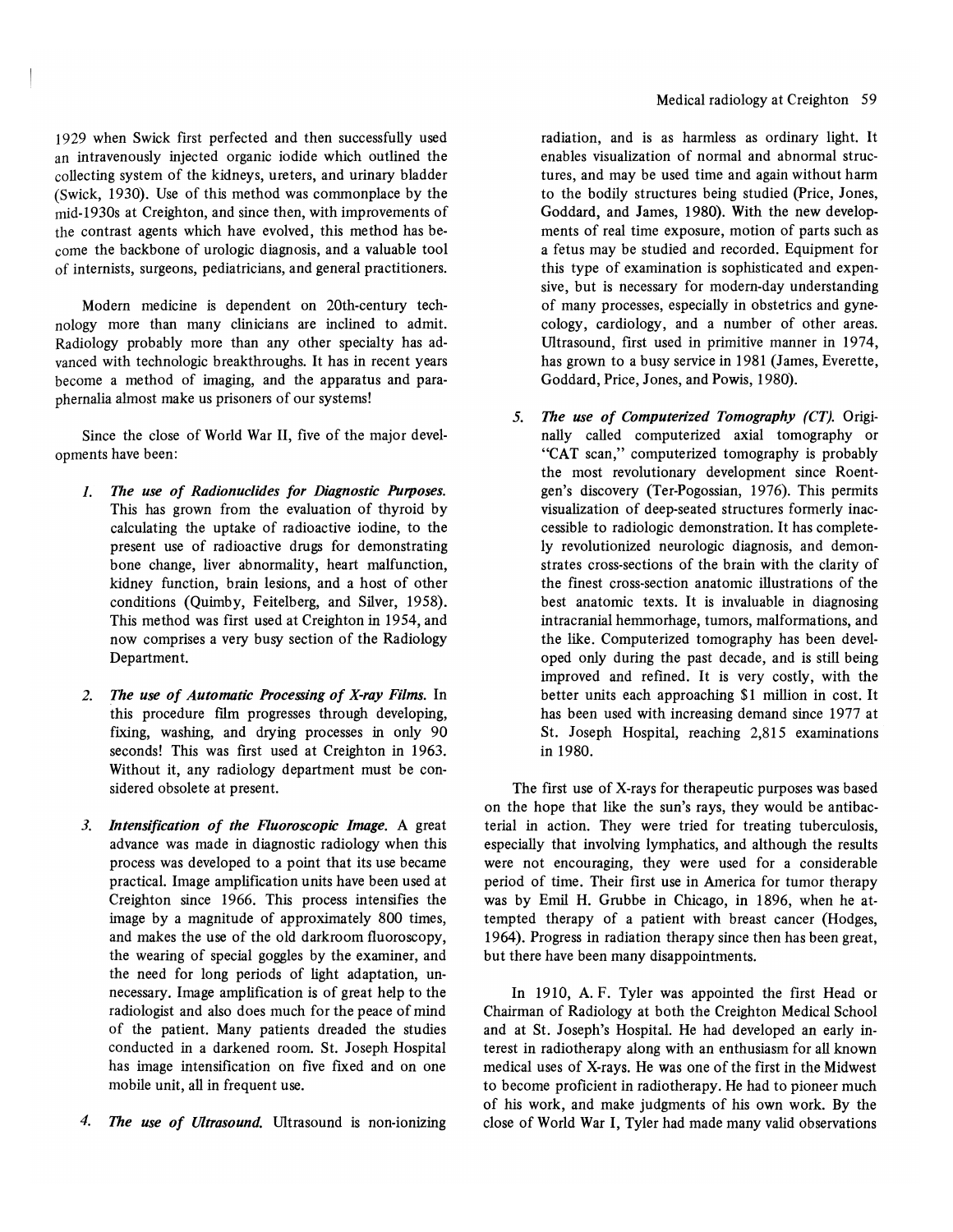1929 when Swick first perfected and then successfully used an intravenously injected organic iodide which outlined the collecting system of the kidneys, ureters, and urinary bladder (Swick, 1930). Use of this method was commonplace by the mid-1930s at Creighton, and since then, with improvements of the contrast agents which have evolved, this method has become the backbone of urologic diagnosis, and a valuable tool of internists, surgeons, pediatricians, and general practitioners.

Modern medicine is dependent on 20th-century technology more than many clinicians are inclined to admit. Radiology probably more than any other specialty has advanced with technologic breakthroughs. It has in recent years become a method of imaging, and the apparatus and paraphernalia almost make us prisoners of our systems!

Since the close of World War II, five of the major developments have been:

1. ***The use of Radionuclides for Diagnostic Purposes.*** This has grown from the evaluation of thyroid by calculating the uptake of radioactive iodine, to the present use of radioactive drugs for demonstrating bone change, liver abnormality, heart malfunction, kidney function, brain lesions, and a host of other conditions (Quimby, Feitelberg, and Silver, 1958). This method was first used at Creighton in 1954, and now comprises a very busy section of the Radiology Department.

2. ***The use of Automatic Processing of X-ray Films.*** In this procedure film progresses through developing, fixing, washing, and drying processes in only 90 seconds! This was first used at Creighton in 1963. Without it, any radiology department must be considered obsolete at present.

3. ***Intensification of the Fluoroscopic Image.*** A great advance was made in diagnostic radiology when this process was developed to a point that its use became practical. Image amplification units have been used at Creighton since 1966. This process intensifies the image by a magnitude of approximately 800 times, and makes the use of the old darkroom fluoroscopy, the wearing of special goggles by the examiner, and the need for long periods of light adaptation, unnecessary. Image amplification is of great help to the radiologist and also does much for the peace of mind of the patient. Many patients dreaded the studies conducted in a darkened room. St. Joseph Hospital has image intensification on five fixed and on one mobile unit, all in frequent use.

4. ***The use of Ultrasound.*** Ultrasound is non-ionizing radiation, and is as harmless as ordinary light. It enables visualization of normal and abnormal structures, and may be used time and again without harm to the bodily structures being studied (Price, Jones, Goddard, and James, 1980). With the new developments of real time exposure, motion of parts such as a fetus may be studied and recorded. Equipment for this type of examination is sophisticated and expensive, but is necessary for modern-day understanding of many processes, especially in obstetrics and gynecology, cardiology, and a number of other areas. Ultrasound, first used in primitive manner in 1974, has grown to a busy service in 1981 (James, Everette, Goddard, Price, Jones, and Powis, 1980).

5. ***The use of Computerized Tomography (CT).*** Originally called computerized axial tomography or "CAT scan," computerized tomography is probably the most revolutionary development since Roentgen's discovery (Ter-Pogossian, 1976). This permits visualization of deep-seated structures formerly inaccessible to radiologic demonstration. It has completely revolutionized neurologic diagnosis, and demonstrates cross-sections of the brain with the clarity of the finest cross-section anatomic illustrations of the best anatomic texts. It is invaluable in diagnosing intracranial hemmorhage, tumors, malformations, and the like. Computerized tomography has been developed only during the past decade, and is still being improved and refined. It is very costly, with the better units each approaching \$1 million in cost. It has been used with increasing demand since 1977 at St. Joseph Hospital, reaching 2,815 examinations in 1980.

The first use of X-rays for therapeutic purposes was based on the hope that like the sun's rays, they would be antibacterial in action. They were tried for treating tuberculosis, especially that involving lymphatics, and although the results were not encouraging, they were used for a considerable period of time. Their first use in America for tumor therapy was by Emil H. Grubbe in Chicago, in 1896, when he attempted therapy of a patient with breast cancer (Hodges, 1964). Progress in radiation therapy since then has been great, but there have been many disappointments.

In 1910, A. F. Tyler was appointed the first Head or Chairman of Radiology at both the Creighton Medical School and at St. Joseph's Hospital. He had developed an early interest in radiotherapy along with an enthusiasm for all known medical uses of X-rays. He was one of the first in the Midwest to become proficient in radiotherapy. He had to pioneer much of his work, and make judgments of his own work. By the close of World War I, Tyler had made many valid observations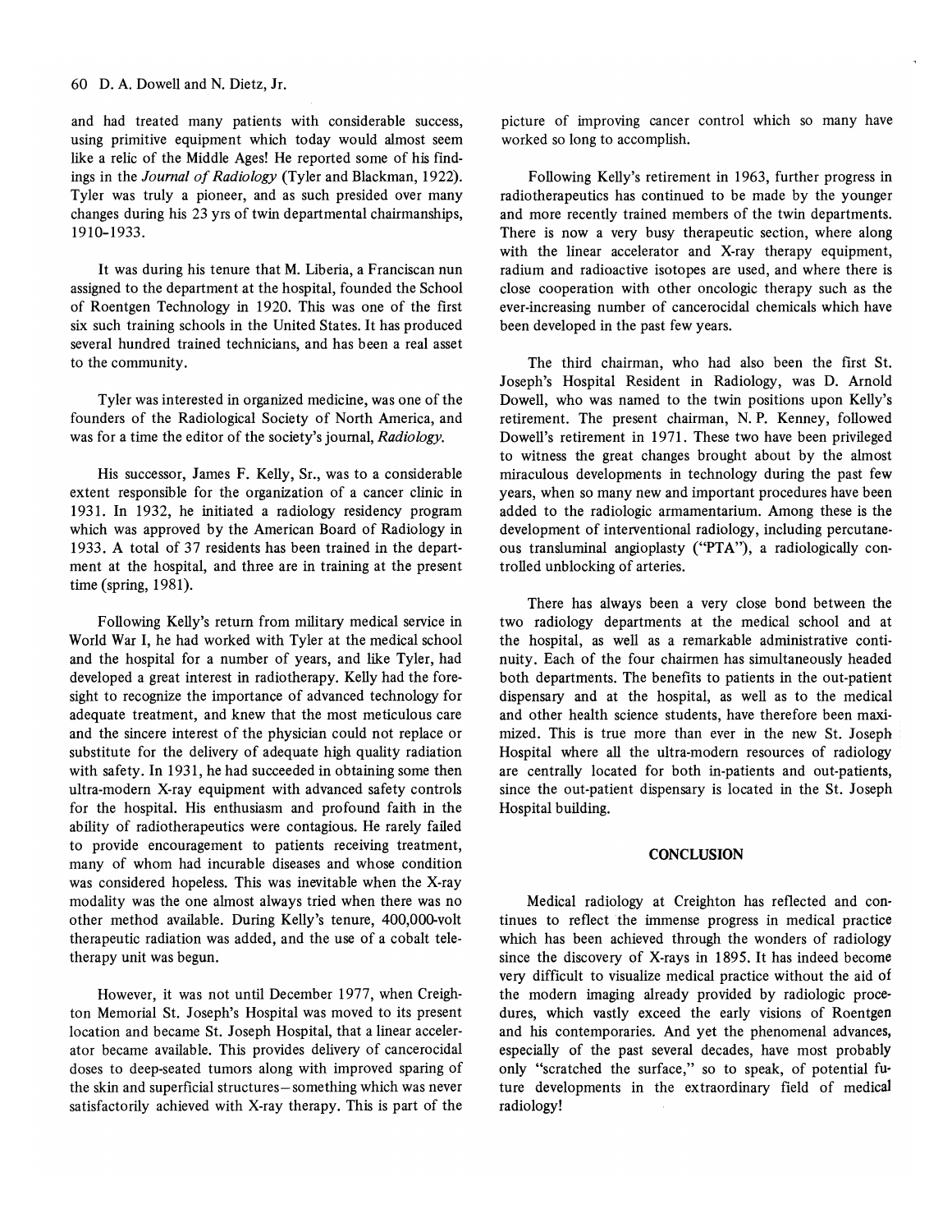and had treated many patients with considerable success, using primitive equipment which today would almost seem like a relic of the Middle Ages! He reported some of his findings in the *Journal of Radiology* (Tyler and Blackman, 1922). Tyler was truly a pioneer, and as such presided over many changes during his 23 yrs of twin departmental chairmanships, 1910–1933.

It was during his tenure that M. Liberia, a Franciscan nun assigned to the department at the hospital, founded the School of Roentgen Technology in 1920. This was one of the first six such training schools in the United States. It has produced several hundred trained technicians, and has been a real asset to the community.

Tyler was interested in organized medicine, was one of the founders of the Radiological Society of North America, and was for a time the editor of the society's journal, *Radiology.*

His successor, James F. Kelly, Sr., was to a considerable extent responsible for the organization of a cancer clinic in 1931. In 1932, he initiated a radiology residency program which was approved by the American Board of Radiology in 1933. A total of 37 residents has been trained in the department at the hospital, and three are in training at the present time (spring, 1981).

Following Kelly's return from military medical service in World War I, he had worked with Tyler at the medical school and the hospital for a number of years, and like Tyler, had developed a great interest in radiotherapy. Kelly had the foresight to recognize the importance of advanced technology for adequate treatment, and knew that the most meticulous care and the sincere interest of the physician could not replace or substitute for the delivery of adequate high quality radiation with safety. In 1931, he had succeeded in obtaining some then ultra-modern X-ray equipment with advanced safety controls for the hospital. His enthusiasm and profound faith in the ability of radiotherapeutics were contagious. He rarely failed to provide encouragement to patients receiving treatment, many of whom had incurable diseases and whose condition was considered hopeless. This was inevitable when the X-ray modality was the one almost always tried when there was no other method available. During Kelly's tenure, 400,000-volt therapeutic radiation was added, and the use of a cobalt teletherapy unit was begun.

However, it was not until December 1977, when Creighton Memorial St. Joseph's Hospital was moved to its present location and became St. Joseph Hospital, that a linear accelerator became available. This provides delivery of cancerocidal doses to deep-seated tumors along with improved sparing of the skin and superficial structures—something which was never satisfactorily achieved with X-ray therapy. This is part of the picture of improving cancer control which so many have worked so long to accomplish.

Following Kelly's retirement in 1963, further progress in radiotherapeutics has continued to be made by the younger and more recently trained members of the twin departments. There is now a very busy therapeutic section, where along with the linear accelerator and X-ray therapy equipment, radium and radioactive isotopes are used, and where there is close cooperation with other oncologic therapy such as the ever-increasing number of cancerocidal chemicals which have been developed in the past few years.

The third chairman, who had also been the first St. Joseph's Hospital Resident in Radiology, was D. Arnold Dowell, who was named to the twin positions upon Kelly's retirement. The present chairman, N. P. Kenney, followed Dowell's retirement in 1971. These two have been privileged to witness the great changes brought about by the almost miraculous developments in technology during the past few years, when so many new and important procedures have been added to the radiologic armamentarium. Among these is the development of interventional radiology, including percutaneous transluminal angioplasty ("PTA"), a radiologically controlled unblocking of arteries.

There has always been a very close bond between the two radiology departments at the medical school and at the hospital, as well as a remarkable administrative continuity. Each of the four chairmen has simultaneously headed both departments. The benefits to patients in the out-patient dispensary and at the hospital, as well as to the medical and other health science students, have therefore been maximized. This is true more than ever in the new St. Joseph Hospital where all the ultra-modern resources of radiology are centrally located for both in-patients and out-patients, since the out-patient dispensary is located in the St. Joseph Hospital building.

## CONCLUSION

Medical radiology at Creighton has reflected and continues to reflect the immense progress in medical practice which has been achieved through the wonders of radiology since the discovery of X-rays in 1895. It has indeed become very difficult to visualize medical practice without the aid of the modern imaging already provided by radiologic procedures, which vastly exceed the early visions of Roentgen and his contemporaries. And yet the phenomenal advances, especially of the past several decades, have most probably only "scratched the surface," so to speak, of potential future developments in the extraordinary field of medical radiology!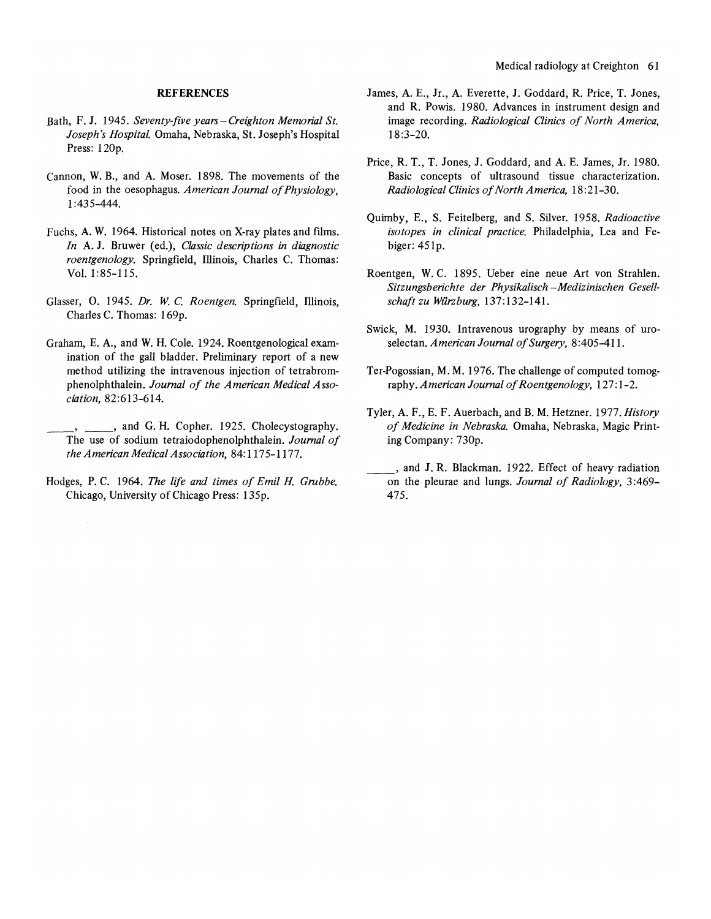## REFERENCES

Bath, F. J. 1945. *Seventy-five years – Creighton Memorial St. Joseph's Hospital.* Omaha, Nebraska, St. Joseph's Hospital Press: 120p.

Cannon, W. B., and A. Moser. 1898. The movements of the food in the oesophagus. *American Journal of Physiology,* 1:435–444.

Fuchs, A. W. 1964. Historical notes on X-ray plates and films. *In* A. J. Bruwer (ed.), *Classic descriptions in diagnostic roentgenology.* Springfield, Illinois, Charles C. Thomas: Vol. 1:85–115.

Glasser, O. 1945. *Dr. W. C. Roentgen.* Springfield, Illinois, Charles C. Thomas: 169p.

Graham, E. A., and W. H. Cole. 1924. Roentgenological examination of the gall bladder. Preliminary report of a new method utilizing the intravenous injection of tetrabromphenolphthalein. *Journal of the American Medical Association,* 82:613–614.

\_\_\_\_\_, \_\_\_\_\_, and G. H. Copher. 1925. Cholecystography. The use of sodium tetraiodophenolphthalein. *Journal of the American Medical Association,* 84:1175–1177.

Hodges, P. C. 1964. *The life and times of Emil H. Grubbe.* Chicago, University of Chicago Press: 135p.

James, A. E., Jr., A. Everette, J. Goddard, R. Price, T. Jones, and R. Powis. 1980. Advances in instrument design and image recording. *Radiological Clinics of North America,* 18:3–20.

Price, R. T., T. Jones, J. Goddard, and A. E. James, Jr. 1980. Basic concepts of ultrasound tissue characterization. *Radiological Clinics of North America,* 18:21–30.

Quimby, E., S. Feitelberg, and S. Silver. 1958. *Radioactive isotopes in clinical practice.* Philadelphia, Lea and Febiger: 451p.

Roentgen, W. C. 1895. Ueber eine neue Art von Strahlen. *Sitzungsberichte der Physikalisch–Medizinischen Gesellschaft zu Würzburg,* 137:132–141.

Swick, M. 1930. Intravenous urography by means of uroselectan. *American Journal of Surgery,* 8:405–411.

Ter-Pogossian, M. M. 1976. The challenge of computed tomography. *American Journal of Roentgenology,* 127:1–2.

Tyler, A. F., E. F. Auerbach, and B. M. Hetzner. 1977. *History of Medicine in Nebraska.* Omaha, Nebraska, Magic Printing Company: 730p.

\_\_\_\_\_, and J. R. Blackman. 1922. Effect of heavy radiation on the pleurae and lungs. *Journal of Radiology,* 3:469–475.